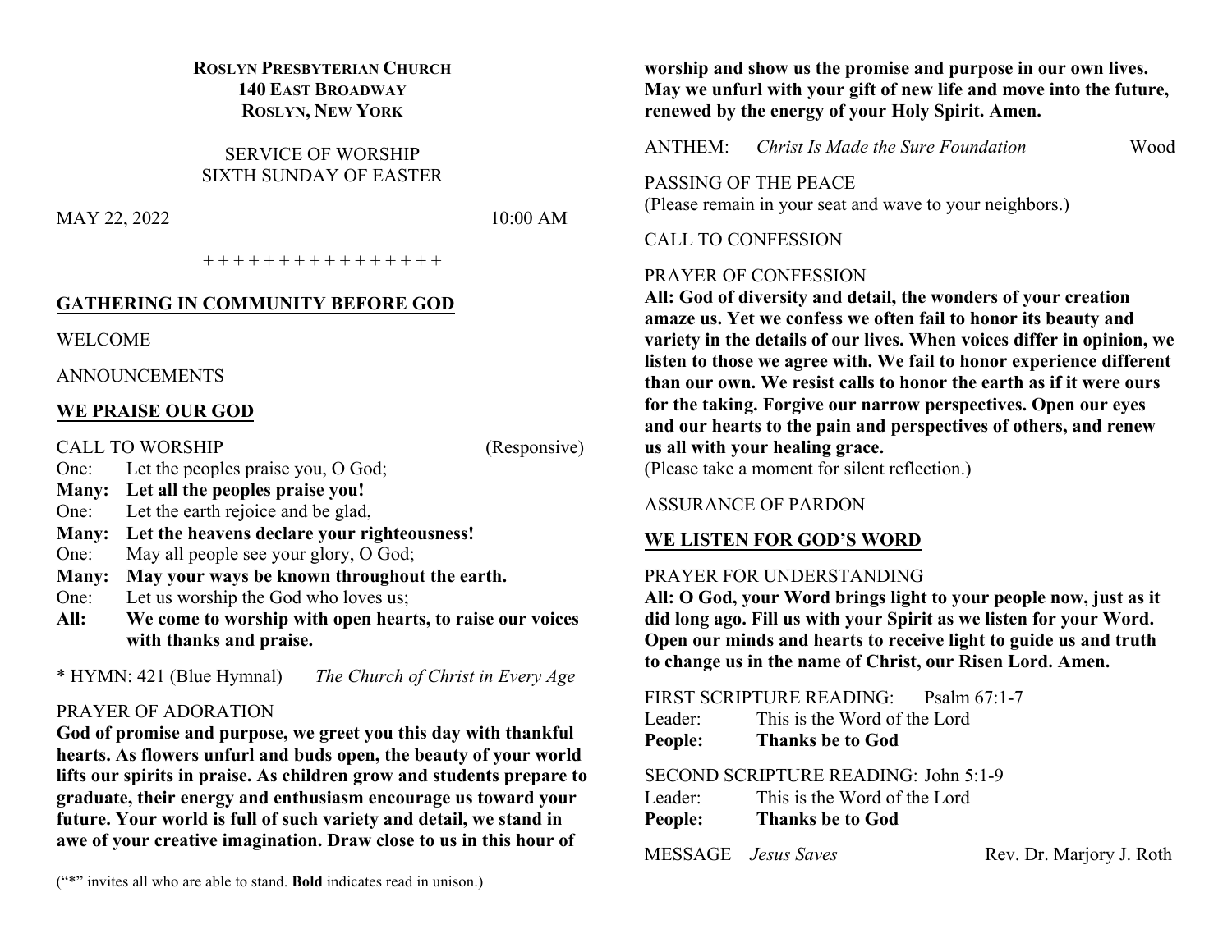**ROSLYN PRESBYTERIAN CHURCH**
**140 EAST BROADWAY**
**ROSLYN, NEW YORK**

SERVICE OF WORSHIP
SIXTH SUNDAY OF EASTER

MAY 22, 2022 10:00 AM

+ + + + + + + + + + + + + + + +

## GATHERING IN COMMUNITY BEFORE GOD

WELCOME

ANNOUNCEMENTS

## WE PRAISE OUR GOD

CALL TO WORSHIP (Responsive)

One: Let the peoples praise you, O God;
**Many: Let all the peoples praise you!**
One: Let the earth rejoice and be glad,
**Many: Let the heavens declare your righteousness!**
One: May all people see your glory, O God;
**Many: May your ways be known throughout the earth.**
One: Let us worship the God who loves us;
**All: We come to worship with open hearts, to raise our voices with thanks and praise.**

* HYMN: 421 (Blue Hymnal) *The Church of Christ in Every Age*

PRAYER OF ADORATION
**God of promise and purpose, we greet you this day with thankful hearts. As flowers unfurl and buds open, the beauty of your world lifts our spirits in praise. As children grow and students prepare to graduate, their energy and enthusiasm encourage us toward your future. Your world is full of such variety and detail, we stand in awe of your creative imagination. Draw close to us in this hour of worship and show us the promise and purpose in our own lives. May we unfurl with your gift of new life and move into the future, renewed by the energy of your Holy Spirit. Amen.**

ANTHEM: *Christ Is Made the Sure Foundation* Wood

PASSING OF THE PEACE
(Please remain in your seat and wave to your neighbors.)

CALL TO CONFESSION

PRAYER OF CONFESSION
**All: God of diversity and detail, the wonders of your creation amaze us. Yet we confess we often fail to honor its beauty and variety in the details of our lives. When voices differ in opinion, we listen to those we agree with. We fail to honor experience different than our own. We resist calls to honor the earth as if it were ours for the taking. Forgive our narrow perspectives. Open our eyes and our hearts to the pain and perspectives of others, and renew us all with your healing grace.**
(Please take a moment for silent reflection.)

ASSURANCE OF PARDON

## WE LISTEN FOR GOD'S WORD

PRAYER FOR UNDERSTANDING
**All: O God, your Word brings light to your people now, just as it did long ago. Fill us with your Spirit as we listen for your Word. Open our minds and hearts to receive light to guide us and truth to change us in the name of Christ, our Risen Lord. Amen.**

FIRST SCRIPTURE READING: Psalm 67:1-7
Leader: This is the Word of the Lord
**People: Thanks be to God**

SECOND SCRIPTURE READING: John 5:1-9
Leader: This is the Word of the Lord
**People: Thanks be to God**

MESSAGE *Jesus Saves* Rev. Dr. Marjory J. Roth

("*" invites all who are able to stand. **Bold** indicates read in unison.)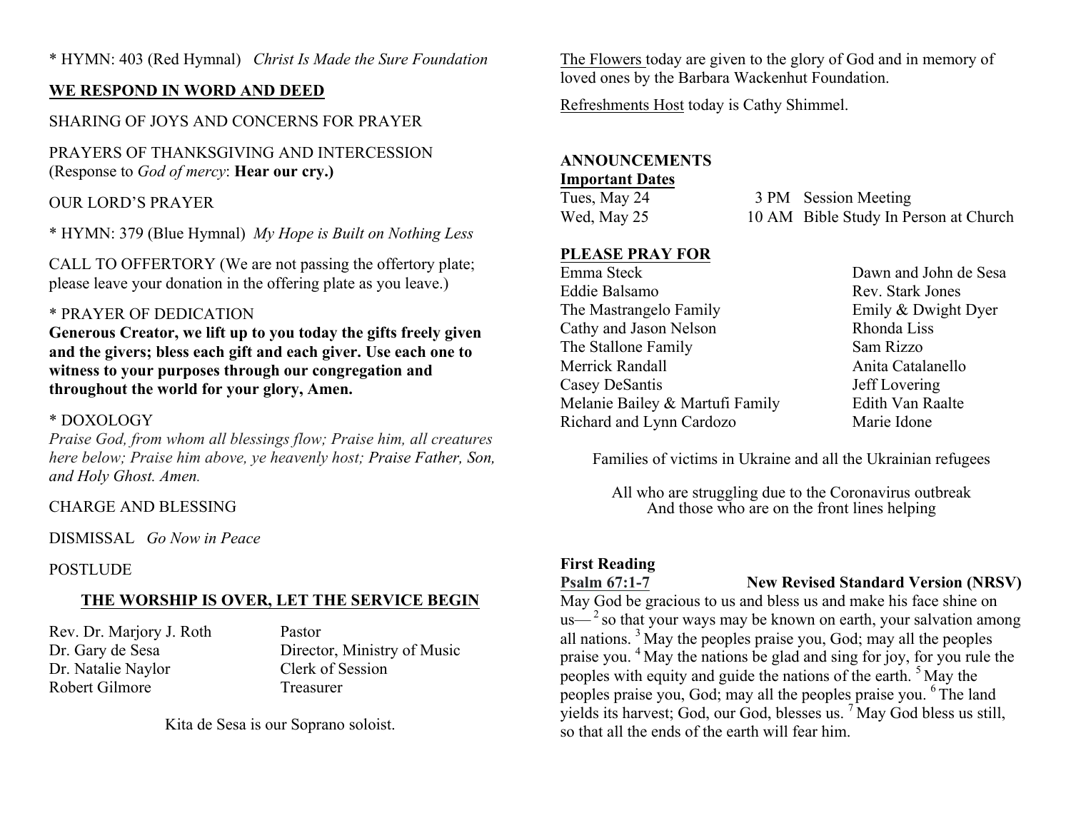* HYMN: 403 (Red Hymnal) *Christ Is Made the Sure Foundation*

**WE RESPOND IN WORD AND DEED**

SHARING OF JOYS AND CONCERNS FOR PRAYER

PRAYERS OF THANKSGIVING AND INTERCESSION
(Response to *God of mercy*: **Hear our cry.)**

OUR LORD'S PRAYER

* HYMN: 379 (Blue Hymnal) *My Hope is Built on Nothing Less*

CALL TO OFFERTORY (We are not passing the offertory plate; please leave your donation in the offering plate as you leave.)

* PRAYER OF DEDICATION

**Generous Creator, we lift up to you today the gifts freely given and the givers; bless each gift and each giver. Use each one to witness to your purposes through our congregation and throughout the world for your glory, Amen.**

* DOXOLOGY

*Praise God, from whom all blessings flow; Praise him, all creatures here below; Praise him above, ye heavenly host; Praise Father, Son, and Holy Ghost. Amen.*

CHARGE AND BLESSING

DISMISSAL *Go Now in Peace*

POSTLUDE

**THE WORSHIP IS OVER, LET THE SERVICE BEGIN**

| | |
|---|---|
| Rev. Dr. Marjory J. Roth | Pastor |
| Dr. Gary de Sesa | Director, Ministry of Music |
| Dr. Natalie Naylor | Clerk of Session |
| Robert Gilmore | Treasurer |

Kita de Sesa is our Soprano soloist.

The Flowers today are given to the glory of God and in memory of loved ones by the Barbara Wackenhut Foundation.

Refreshments Host today is Cathy Shimmel.

**ANNOUNCEMENTS**

**Important Dates**

| | | |
|---|---|---|
| Tues, May 24 | 3 PM | Session Meeting |
| Wed, May 25 | 10 AM | Bible Study In Person at Church |

**PLEASE PRAY FOR**

| | |
|---|---|
| Emma Steck | Dawn and John de Sesa |
| Eddie Balsamo | Rev. Stark Jones |
| The Mastrangelo Family | Emily & Dwight Dyer |
| Cathy and Jason Nelson | Rhonda Liss |
| The Stallone Family | Sam Rizzo |
| Merrick Randall | Anita Catalanello |
| Casey DeSantis | Jeff Lovering |
| Melanie Bailey & Martufi Family | Edith Van Raalte |
| Richard and Lynn Cardozo | Marie Idone |

Families of victims in Ukraine and all the Ukrainian refugees

All who are struggling due to the Coronavirus outbreak
And those who are on the front lines helping

**First Reading**

**Psalm 67:1-7** **New Revised Standard Version (NRSV)**

May God be gracious to us and bless us and make his face shine on us—[2] so that your ways may be known on earth, your salvation among all nations. [3] May the peoples praise you, God; may all the peoples praise you. [4] May the nations be glad and sing for joy, for you rule the peoples with equity and guide the nations of the earth. [5] May the peoples praise you, God; may all the peoples praise you. [6] The land yields its harvest; God, our God, blesses us. [7] May God bless us still, so that all the ends of the earth will fear him.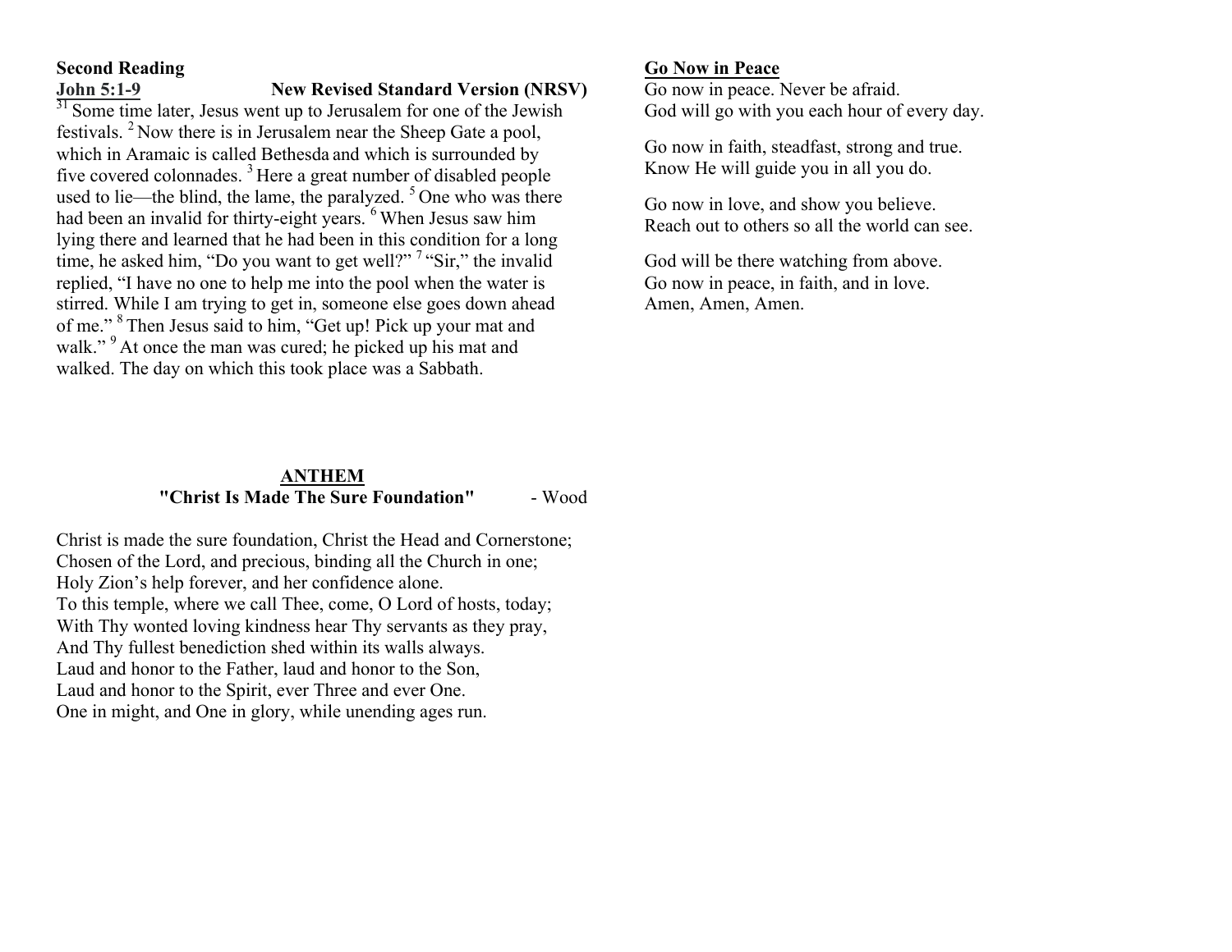**Second Reading**

**John 5:1-9** **New Revised Standard Version (NRSV)**

[31] Some time later, Jesus went up to Jerusalem for one of the Jewish festivals. [2] Now there is in Jerusalem near the Sheep Gate a pool, which in Aramaic is called Bethesda and which is surrounded by five covered colonnades. [3] Here a great number of disabled people used to lie—the blind, the lame, the paralyzed. [5] One who was there had been an invalid for thirty-eight years. [6] When Jesus saw him lying there and learned that he had been in this condition for a long time, he asked him, "Do you want to get well?" [7] "Sir," the invalid replied, "I have no one to help me into the pool when the water is stirred. While I am trying to get in, someone else goes down ahead of me." [8] Then Jesus said to him, "Get up! Pick up your mat and walk." [9] At once the man was cured; he picked up his mat and walked. The day on which this took place was a Sabbath.

**ANTHEM**

**"Christ Is Made The Sure Foundation"** - Wood

Christ is made the sure foundation, Christ the Head and Cornerstone;
Chosen of the Lord, and precious, binding all the Church in one;
Holy Zion's help forever, and her confidence alone.
To this temple, where we call Thee, come, O Lord of hosts, today;
With Thy wonted loving kindness hear Thy servants as they pray,
And Thy fullest benediction shed within its walls always.
Laud and honor to the Father, laud and honor to the Son,
Laud and honor to the Spirit, ever Three and ever One.
One in might, and One in glory, while unending ages run.

**Go Now in Peace**

Go now in peace. Never be afraid.
God will go with you each hour of every day.

Go now in faith, steadfast, strong and true.
Know He will guide you in all you do.

Go now in love, and show you believe.
Reach out to others so all the world can see.

God will be there watching from above.
Go now in peace, in faith, and in love.
Amen, Amen, Amen.